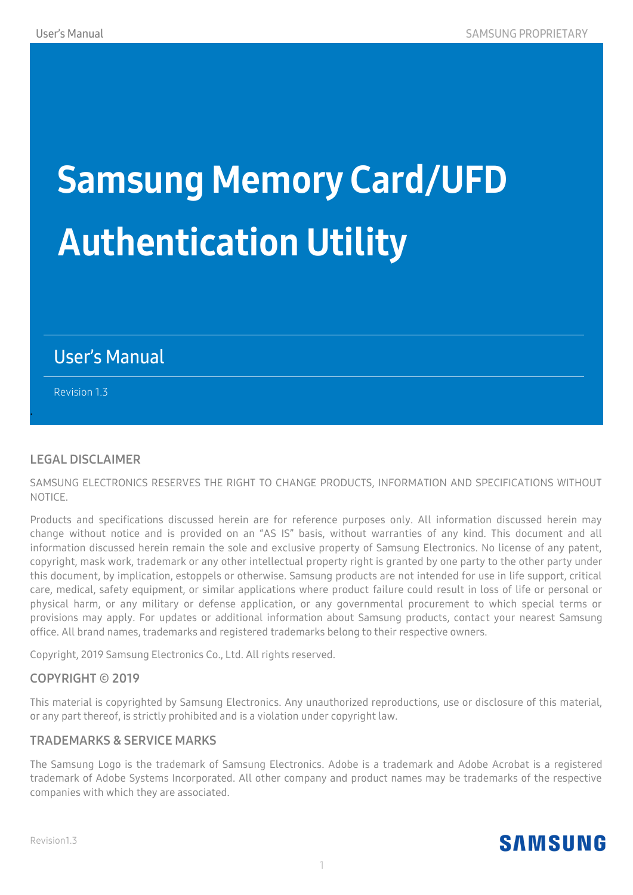# Samsung Memory Card/UFD Authentication Utility

## User's Manual

Revision 1.3

## LEGAL DISCLAIMER

SAMSUNG ELECTRONICS RESERVES THE RIGHT TO CHANGE PRODUCTS, INFORMATION AND SPECIFICATIONS WITHOUT NOTICE.

Products and specifications discussed herein are for reference purposes only. All information discussed herein may change without notice and is provided on an "AS IS" basis, without warranties of any kind. This document and all information discussed herein remain the sole and exclusive property of Samsung Electronics. No license of any patent, copyright, mask work, trademark or any other intellectual property right is granted by one party to the other party under this document, by implication, estoppels or otherwise. Samsung products are not intended for use in life support, critical care, medical, safety equipment, or similar applications where product failure could result in loss of life or personal or physical harm, or any military or defense application, or any governmental procurement to which special terms or provisions may apply. For updates or additional information about Samsung products, contact your nearest Samsung office. All brand names, trademarks and registered trademarks belong to their respective owners.

Copyright, 2019 Samsung Electronics Co., Ltd. All rights reserved.

## COPYRIGHT © 2019

This material is copyrighted by Samsung Electronics. Any unauthorized reproductions, use or disclosure of this material, or any part thereof, is strictly prohibited and is a violation under copyright law.

## TRADEMARKS & SERVICE MARKS

The Samsung Logo is the trademark of Samsung Electronics. Adobe is a trademark and Adobe Acrobat is a registered trademark of Adobe Systems Incorporated. All other company and product names may be trademarks of the respective companies with which they are associated.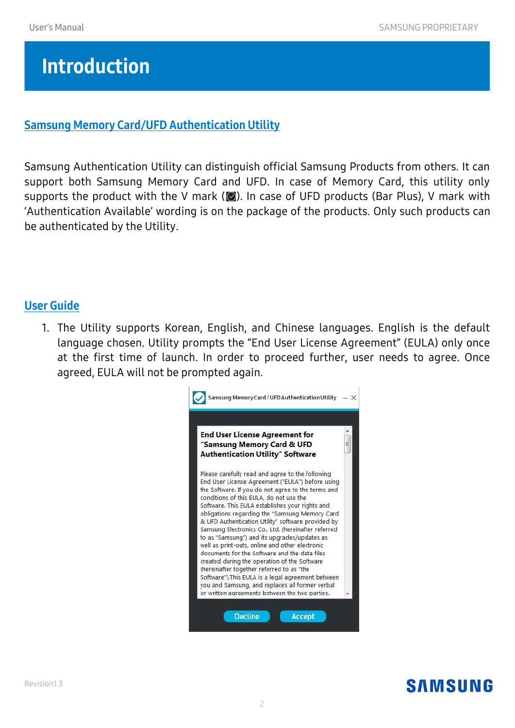# Introduction

## Samsung Memory Card/UFD Authentication Utility

Samsung Authentication Utility can distinguish official Samsung Products from others. It can support both Samsung Memory Card and UFD. In case of Memory Card, this utility only supports the product with the V mark ( ). In case of UFD products (Bar Plus), V mark with 'Authentication Available' wording is on the package of the products. Only such products can be authenticated by the Utility.

## User Guide

1. The Utility supports Korean, English, and Chinese languages. English is the default language chosen. Utility prompts the "End User License Agreement" (EULA) only once at the first time of launch. In order to proceed further, user needs to agree. Once agreed, EULA will not be prompted again.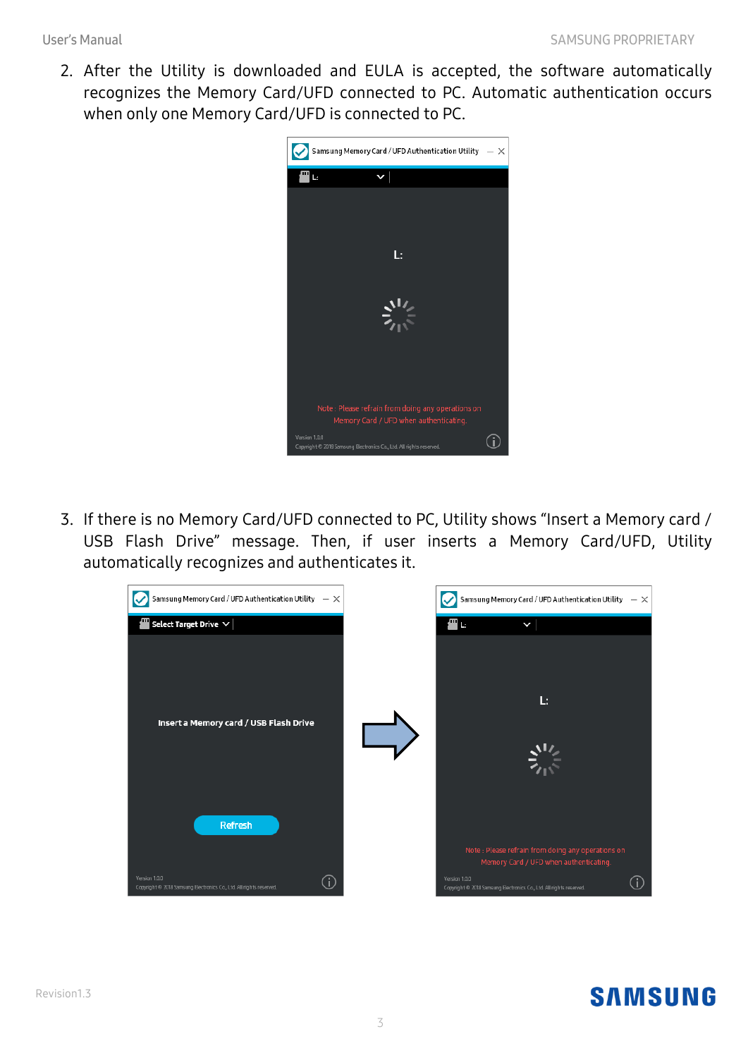2. After the Utility is downloaded and EULA is accepted, the software automatically recognizes the Memory Card/UFD connected to PC. Automatic authentication occurs when only one Memory Card/UFD is connected to PC.

3. If there is no Memory Card/UFD connected to PC, Utility shows “Insert a Memory card / USB Flash Drive” message. Then, if user inserts a Memory Card/UFD, Utility automatically recognizes and authenticates it.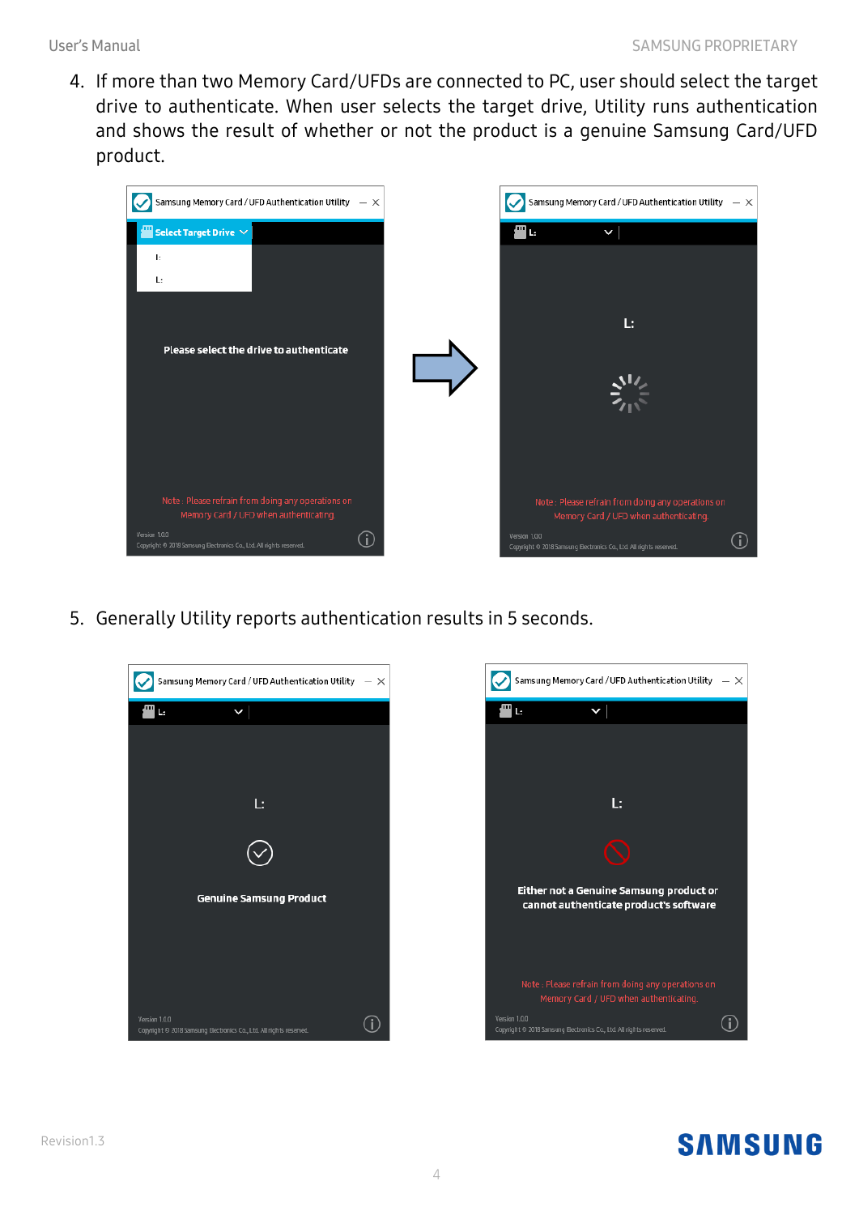4. If more than two Memory Card/UFDs are connected to PC, user should select the target drive to authenticate. When user selects the target drive, Utility runs authentication and shows the result of whether or not the product is a genuine Samsung Card/UFD product.

5. Generally Utility reports authentication results in 5 seconds.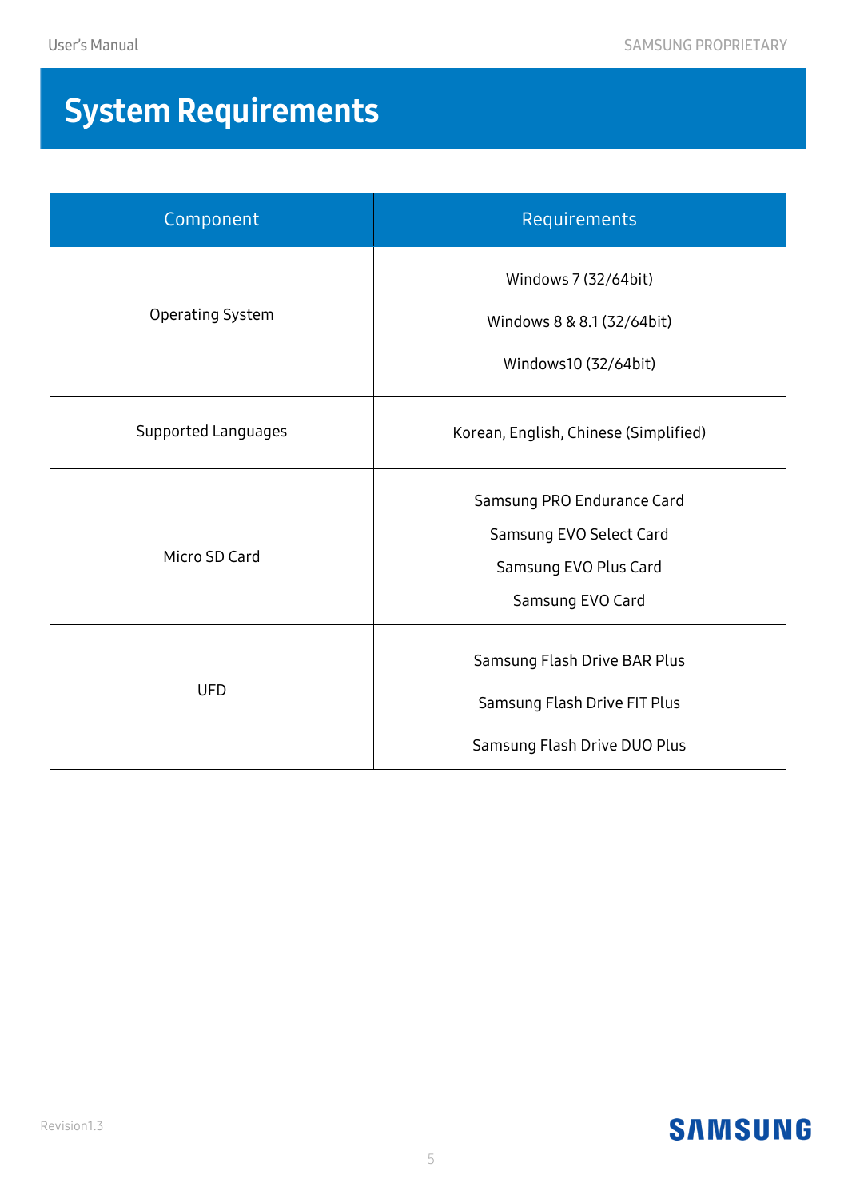# System Requirements

| Component | Requirements |
| --- | --- |
| Operating System | Windows 7 (32/64bit)<br>Windows 8 & 8.1 (32/64bit)<br>Windows10 (32/64bit) |
| Supported Languages | Korean, English, Chinese (Simplified) |
| Micro SD Card | Samsung PRO Endurance Card<br>Samsung EVO Select Card<br>Samsung EVO Plus Card<br>Samsung EVO Card |
| UFD | Samsung Flash Drive BAR Plus<br>Samsung Flash Drive FIT Plus<br>Samsung Flash Drive DUO Plus |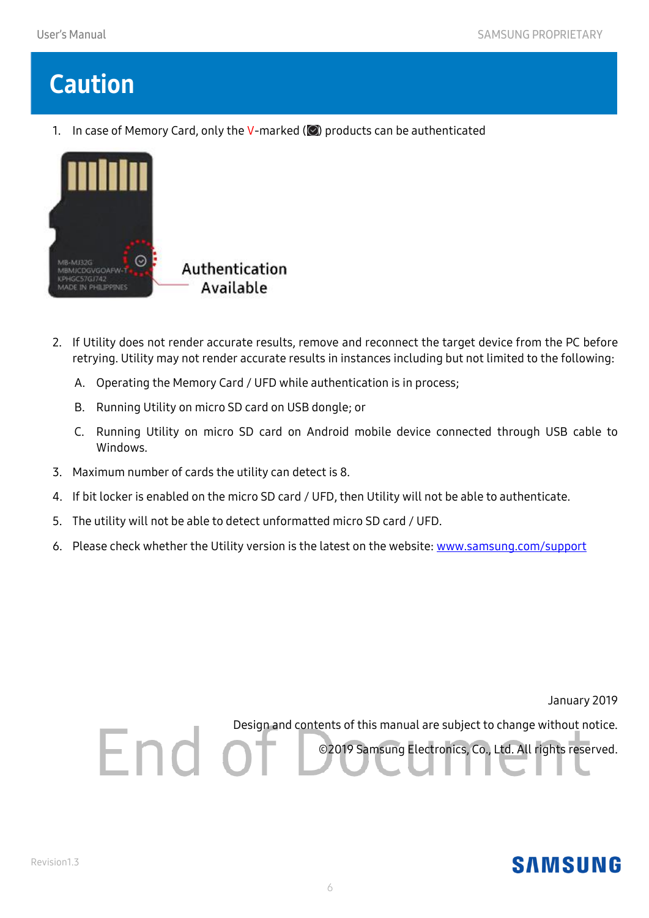# Caution

1. In case of Memory Card, only the V-marked (✓) products can be authenticated

Authentication Available

2. If Utility does not render accurate results, remove and reconnect the target device from the PC before retrying. Utility may not render accurate results in instances including but not limited to the following:
   - A. Operating the Memory Card / UFD while authentication is in process;
   - B. Running Utility on micro SD card on USB dongle; or
   - C. Running Utility on micro SD card on Android mobile device connected through USB cable to Windows.
3. Maximum number of cards the utility can detect is 8.
4. If bit locker is enabled on the micro SD card / UFD, then Utility will not be able to authenticate.
5. The utility will not be able to detect unformatted micro SD card / UFD.
6. Please check whether the Utility version is the latest on the website: [www.samsung.com/support](http://www.samsung.com/support)

January 2019

Design and contents of this manual are subject to change without notice.

©2019 Samsung Electronics, Co., Ltd. All rights reserved.

End of Document

Revision1.3